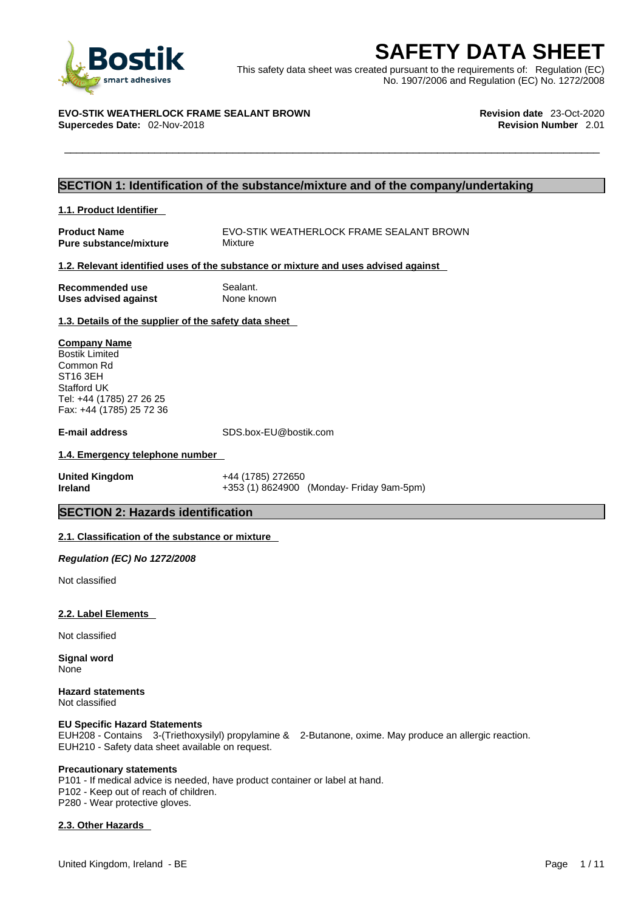# SAFETY DATA SHEET

This safety data sheet was created pursuant to the requirements of: Regulation (EC) No. 1907/2006 and Regulation (EC) No. 1272/2008

**EVO-STIK WEATHERLOCK FRAME SEALANT BROWN**
**Supercedes Date:** 02-Nov-2018

**Revision date** 23-Oct-2020
**Revision Number** 2.01

## SECTION 1: Identification of the substance/mixture and of the company/undertaking

### 1.1. Product Identifier

**Product Name** EVO-STIK WEATHERLOCK FRAME SEALANT BROWN
**Pure substance/mixture** Mixture

### 1.2. Relevant identified uses of the substance or mixture and uses advised against

**Recommended use** Sealant.
**Uses advised against** None known

### 1.3. Details of the supplier of the safety data sheet

**Company Name**
Bostik Limited
Common Rd
ST16 3EH
Stafford UK
Tel: +44 (1785) 27 26 25
Fax: +44 (1785) 25 72 36

**E-mail address** SDS.box-EU@bostik.com

### 1.4. Emergency telephone number

**United Kingdom** +44 (1785) 272650
**Ireland** +353 (1) 8624900 (Monday- Friday 9am-5pm)

## SECTION 2: Hazards identification

### 2.1. Classification of the substance or mixture

***Regulation (EC) No 1272/2008***

Not classified

### 2.2. Label Elements

Not classified

**Signal word**
None

**Hazard statements**
Not classified

**EU Specific Hazard Statements**
EUH208 - Contains 3-(Triethoxysilyl) propylamine & 2-Butanone, oxime. May produce an allergic reaction.
EUH210 - Safety data sheet available on request.

**Precautionary statements**
P101 - If medical advice is needed, have product container or label at hand.
P102 - Keep out of reach of children.
P280 - Wear protective gloves.

### 2.3. Other Hazards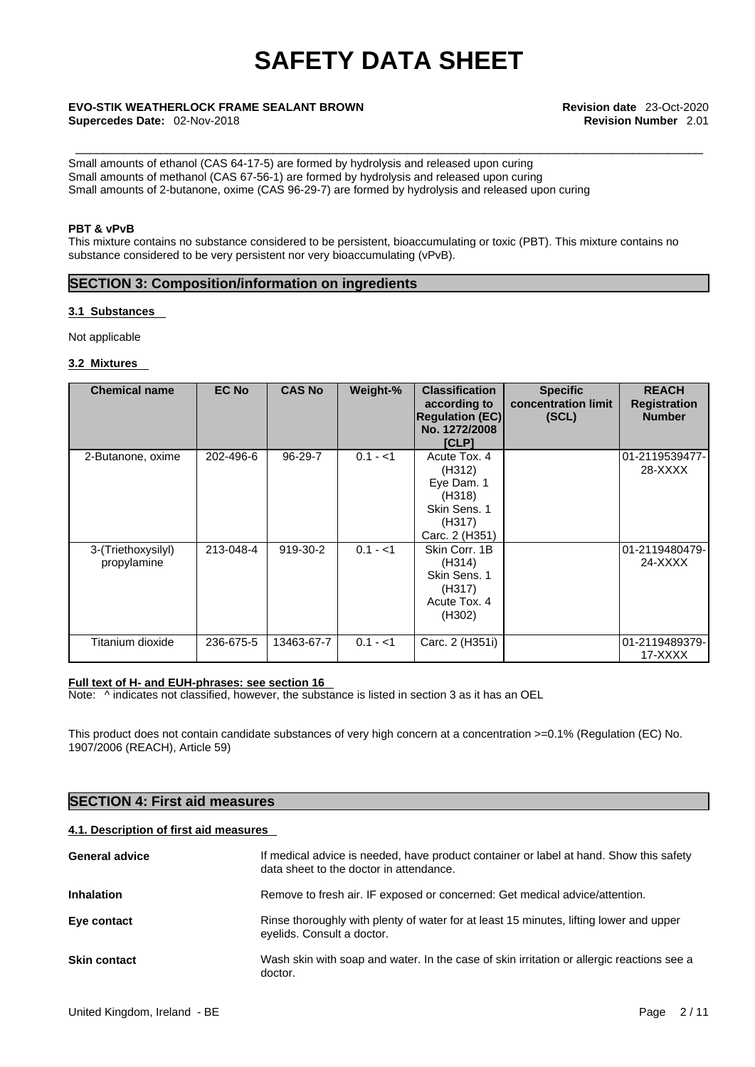Small amounts of ethanol (CAS 64-17-5) are formed by hydrolysis and released upon curing
Small amounts of methanol (CAS 67-56-1) are formed by hydrolysis and released upon curing
Small amounts of 2-butanone, oxime (CAS 96-29-7) are formed by hydrolysis and released upon curing

**PBT & vPvB**

This mixture contains no substance considered to be persistent, bioaccumulating or toxic (PBT). This mixture contains no substance considered to be very persistent nor very bioaccumulating (vPvB).

## SECTION 3: Composition/information on ingredients

### 3.1 Substances

Not applicable

### 3.2 Mixtures

| Chemical name | EC No | CAS No | Weight-% | Classification according to Regulation (EC) No. 1272/2008 [CLP] | Specific concentration limit (SCL) | REACH Registration Number |
|---|---|---|---|---|---|---|
| 2-Butanone, oxime | 202-496-6 | 96-29-7 | 0.1 - <1 | Acute Tox. 4 (H312) Eye Dam. 1 (H318) Skin Sens. 1 (H317) Carc. 2 (H351) | | 01-2119539477-28-XXXX |
| 3-(Triethoxysilyl) propylamine | 213-048-4 | 919-30-2 | 0.1 - <1 | Skin Corr. 1B (H314) Skin Sens. 1 (H317) Acute Tox. 4 (H302) | | 01-2119480479-24-XXXX |
| Titanium dioxide | 236-675-5 | 13463-67-7 | 0.1 - <1 | Carc. 2 (H351i) | | 01-2119489379-17-XXXX |

**Full text of H- and EUH-phrases: see section 16**

Note: ^ indicates not classified, however, the substance is listed in section 3 as it has an OEL

This product does not contain candidate substances of very high concern at a concentration >=0.1% (Regulation (EC) No. 1907/2006 (REACH), Article 59)

## SECTION 4: First aid measures

### 4.1. Description of first aid measures

**General advice** If medical advice is needed, have product container or label at hand. Show this safety data sheet to the doctor in attendance.

**Inhalation** Remove to fresh air. IF exposed or concerned: Get medical advice/attention.

**Eye contact** Rinse thoroughly with plenty of water for at least 15 minutes, lifting lower and upper eyelids. Consult a doctor.

**Skin contact** Wash skin with soap and water. In the case of skin irritation or allergic reactions see a doctor.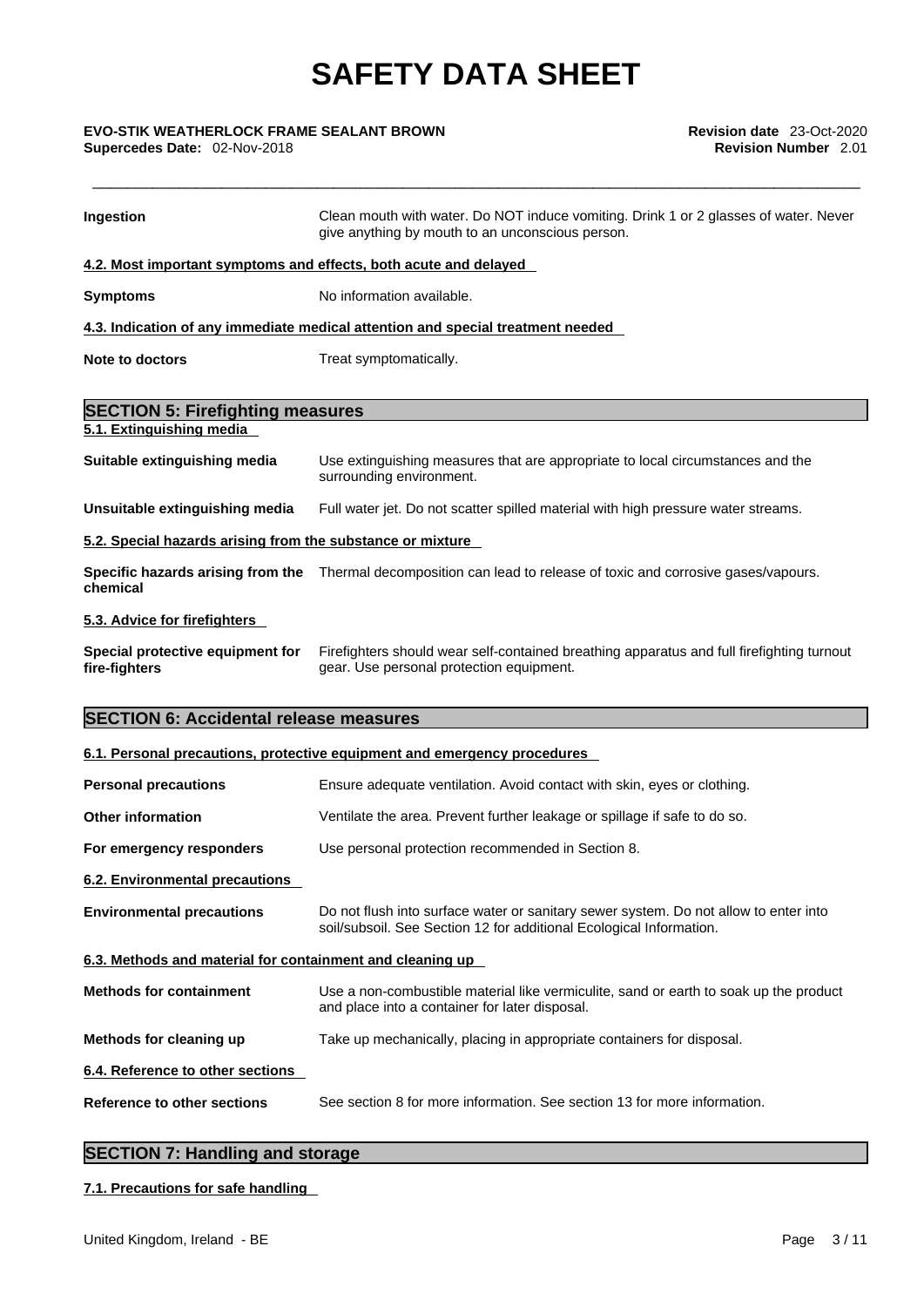| | |
|---|---|
| **Ingestion** | Clean mouth with water. Do NOT induce vomiting. Drink 1 or 2 glasses of water. Never give anything by mouth to an unconscious person. |

**4.2. Most important symptoms and effects, both acute and delayed**

| | |
|---|---|
| **Symptoms** | No information available. |

**4.3. Indication of any immediate medical attention and special treatment needed**

| | |
|---|---|
| **Note to doctors** | Treat symptomatically. |

## SECTION 5: Firefighting measures

**5.1. Extinguishing media**

| | |
|---|---|
| **Suitable extinguishing media** | Use extinguishing measures that are appropriate to local circumstances and the surrounding environment. |
| **Unsuitable extinguishing media** | Full water jet. Do not scatter spilled material with high pressure water streams. |

**5.2. Special hazards arising from the substance or mixture**

| | |
|---|---|
| **Specific hazards arising from the chemical** | Thermal decomposition can lead to release of toxic and corrosive gases/vapours. |

**5.3. Advice for firefighters**

| | |
|---|---|
| **Special protective equipment for fire-fighters** | Firefighters should wear self-contained breathing apparatus and full firefighting turnout gear. Use personal protection equipment. |

## SECTION 6: Accidental release measures

**6.1. Personal precautions, protective equipment and emergency procedures**

| | |
|---|---|
| **Personal precautions** | Ensure adequate ventilation. Avoid contact with skin, eyes or clothing. |
| **Other information** | Ventilate the area. Prevent further leakage or spillage if safe to do so. |
| **For emergency responders** | Use personal protection recommended in Section 8. |

**6.2. Environmental precautions**

| | |
|---|---|
| **Environmental precautions** | Do not flush into surface water or sanitary sewer system. Do not allow to enter into soil/subsoil. See Section 12 for additional Ecological Information. |

**6.3. Methods and material for containment and cleaning up**

| | |
|---|---|
| **Methods for containment** | Use a non-combustible material like vermiculite, sand or earth to soak up the product and place into a container for later disposal. |
| **Methods for cleaning up** | Take up mechanically, placing in appropriate containers for disposal. |

**6.4. Reference to other sections**

| | |
|---|---|
| **Reference to other sections** | See section 8 for more information. See section 13 for more information. |

## SECTION 7: Handling and storage

**7.1. Precautions for safe handling**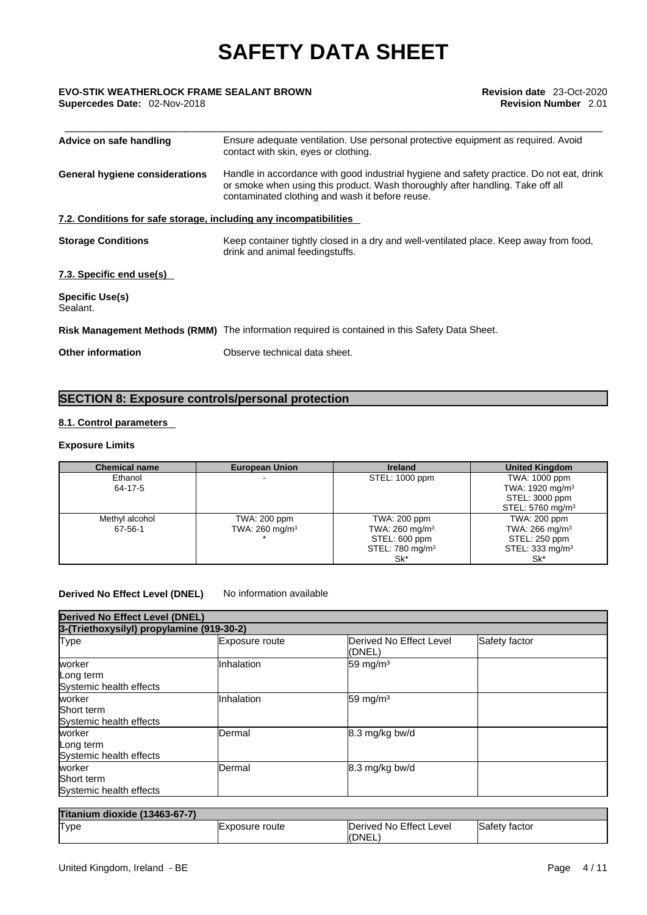**Advice on safe handling** — Ensure adequate ventilation. Use personal protective equipment as required. Avoid contact with skin, eyes or clothing.

**General hygiene considerations** — Handle in accordance with good industrial hygiene and safety practice. Do not eat, drink or smoke when using this product. Wash thoroughly after handling. Take off all contaminated clothing and wash it before reuse.

**7.2. Conditions for safe storage, including any incompatibilities**

**Storage Conditions** — Keep container tightly closed in a dry and well-ventilated place. Keep away from food, drink and animal feedingstuffs.

**7.3. Specific end use(s)**

**Specific Use(s)**
Sealant.

**Risk Management Methods (RMM)** — The information required is contained in this Safety Data Sheet.

**Other information** — Observe technical data sheet.

## SECTION 8: Exposure controls/personal protection

### 8.1. Control parameters

**Exposure Limits**

| Chemical name | European Union | Ireland | United Kingdom |
|---|---|---|---|
| Ethanol 64-17-5 | - | STEL: 1000 ppm | TWA: 1000 ppm TWA: 1920 mg/m³ STEL: 3000 ppm STEL: 5760 mg/m³ |
| Methyl alcohol 67-56-1 | TWA: 200 ppm TWA: 260 mg/m³ * | TWA: 200 ppm TWA: 260 mg/m³ STEL: 600 ppm STEL: 780 mg/m³ Sk* | TWA: 200 ppm TWA: 266 mg/m³ STEL: 250 ppm STEL: 333 mg/m³ Sk* |

**Derived No Effect Level (DNEL)** — No information available

**Derived No Effect Level (DNEL)**

**3-(Triethoxysilyl) propylamine (919-30-2)**

| Type | Exposure route | Derived No Effect Level (DNEL) | Safety factor |
|---|---|---|---|
| worker Long term Systemic health effects | Inhalation | 59 mg/m³ | |
| worker Short term Systemic health effects | Inhalation | 59 mg/m³ | |
| worker Long term Systemic health effects | Dermal | 8.3 mg/kg bw/d | |
| worker Short term Systemic health effects | Dermal | 8.3 mg/kg bw/d | |

**Titanium dioxide (13463-67-7)**

| Type | Exposure route | Derived No Effect Level (DNEL) | Safety factor |
|---|---|---|---|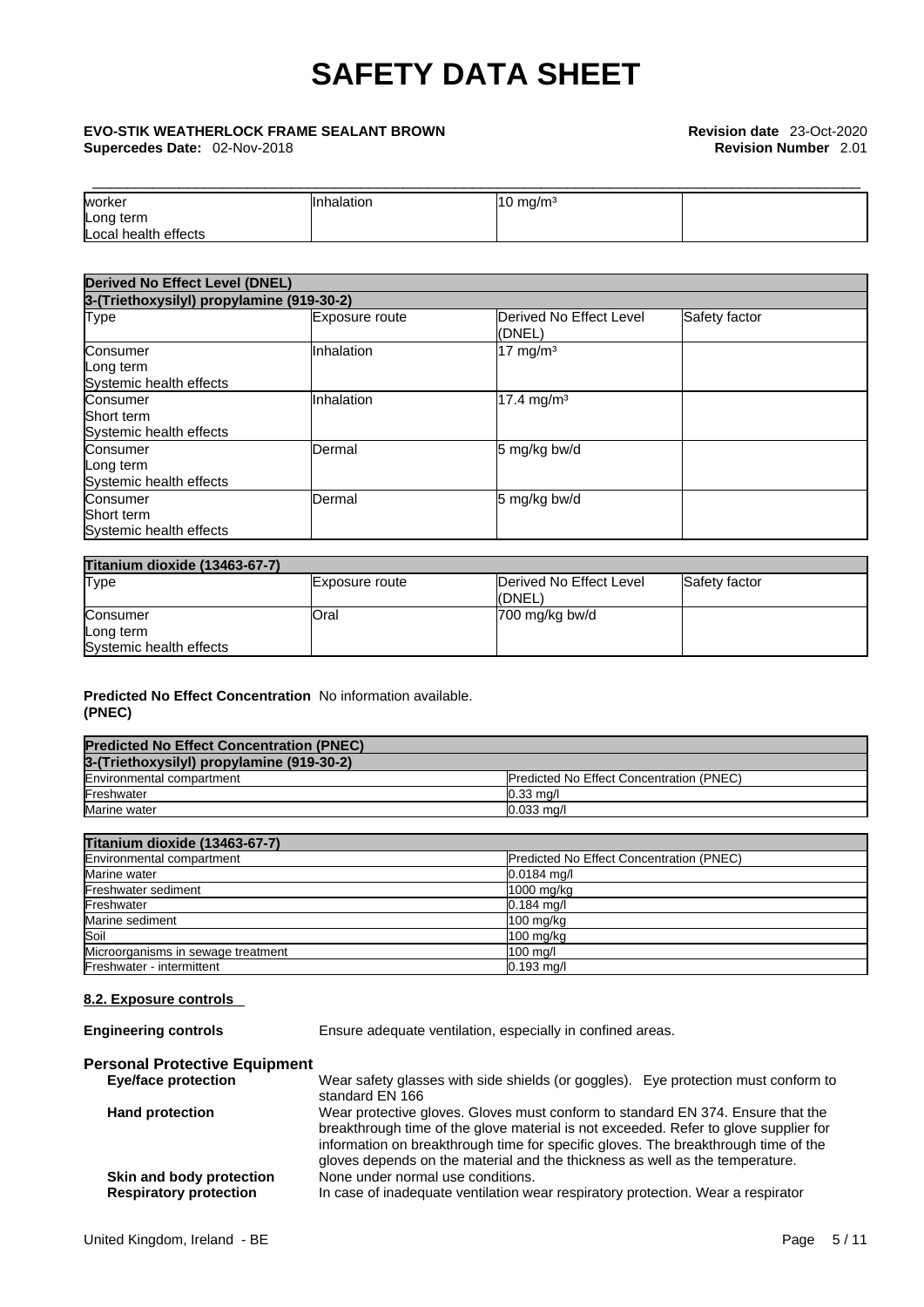| worker<br>Long term<br>Local health effects | Inhalation | 10 mg/m³ | |
|---|---|---|---|

| **Derived No Effect Level (DNEL)** | | | |
|---|---|---|---|
| **3-(Triethoxysilyl) propylamine (919-30-2)** | | | |
| Type | Exposure route | Derived No Effect Level (DNEL) | Safety factor |
| Consumer<br>Long term<br>Systemic health effects | Inhalation | 17 mg/m³ | |
| Consumer<br>Short term<br>Systemic health effects | Inhalation | 17.4 mg/m³ | |
| Consumer<br>Long term<br>Systemic health effects | Dermal | 5 mg/kg bw/d | |
| Consumer<br>Short term<br>Systemic health effects | Dermal | 5 mg/kg bw/d | |

| **Titanium dioxide (13463-67-7)** | | | |
|---|---|---|---|
| Type | Exposure route | Derived No Effect Level (DNEL) | Safety factor |
| Consumer<br>Long term<br>Systemic health effects | Oral | 700 mg/kg bw/d | |

**Predicted No Effect Concentration (PNEC)** No information available.

| **Predicted No Effect Concentration (PNEC)** | |
|---|---|
| **3-(Triethoxysilyl) propylamine (919-30-2)** | |
| Environmental compartment | Predicted No Effect Concentration (PNEC) |
| Freshwater | 0.33 mg/l |
| Marine water | 0.033 mg/l |

| **Titanium dioxide (13463-67-7)** | |
|---|---|
| Environmental compartment | Predicted No Effect Concentration (PNEC) |
| Marine water | 0.0184 mg/l |
| Freshwater sediment | 1000 mg/kg |
| Freshwater | 0.184 mg/l |
| Marine sediment | 100 mg/kg |
| Soil | 100 mg/kg |
| Microorganisms in sewage treatment | 100 mg/l |
| Freshwater - intermittent | 0.193 mg/l |

**8.2. Exposure controls**

**Engineering controls** Ensure adequate ventilation, especially in confined areas.

**Personal Protective Equipment**

**Eye/face protection** Wear safety glasses with side shields (or goggles). Eye protection must conform to standard EN 166

**Hand protection** Wear protective gloves. Gloves must conform to standard EN 374. Ensure that the breakthrough time of the glove material is not exceeded. Refer to glove supplier for information on breakthrough time for specific gloves. The breakthrough time of the gloves depends on the material and the thickness as well as the temperature.

**Skin and body protection** None under normal use conditions.

**Respiratory protection** In case of inadequate ventilation wear respiratory protection. Wear a respirator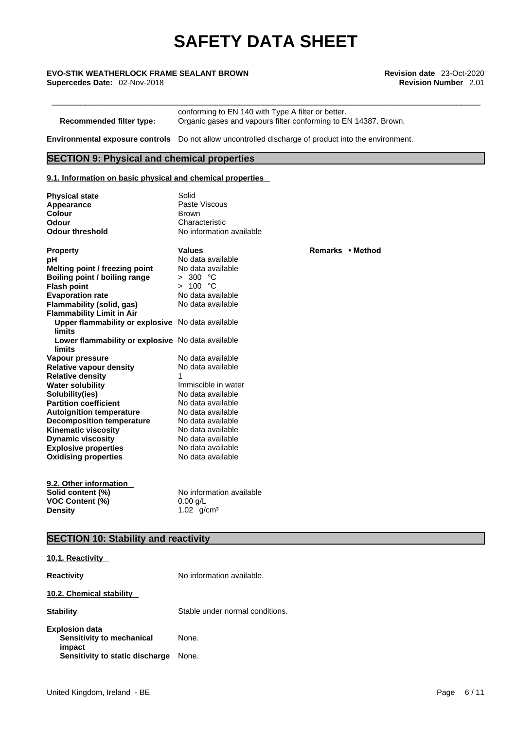| | |
|---|---|
| | conforming to EN 140 with Type A filter or better. |
| **Recommended filter type:** | Organic gases and vapours filter conforming to EN 14387. Brown. |

**Environmental exposure controls** Do not allow uncontrolled discharge of product into the environment.

## SECTION 9: Physical and chemical properties

### 9.1. Information on basic physical and chemical properties

| | |
|---|---|
| **Physical state** | Solid |
| **Appearance** | Paste Viscous |
| **Colour** | Brown |
| **Odour** | Characteristic |
| **Odour threshold** | No information available |

| **Property** | **Values** | **Remarks • Method** |
|---|---|---|
| **pH** | No data available | |
| **Melting point / freezing point** | No data available | |
| **Boiling point / boiling range** | > 300 °C | |
| **Flash point** | > 100 °C | |
| **Evaporation rate** | No data available | |
| **Flammability (solid, gas)** | No data available | |
| **Flammability Limit in Air** | | |
| **Upper flammability or explosive limits** | No data available | |
| **Lower flammability or explosive limits** | No data available | |
| **Vapour pressure** | No data available | |
| **Relative vapour density** | No data available | |
| **Relative density** | 1 | |
| **Water solubility** | Immiscible in water | |
| **Solubility(ies)** | No data available | |
| **Partition coefficient** | No data available | |
| **Autoignition temperature** | No data available | |
| **Decomposition temperature** | No data available | |
| **Kinematic viscosity** | No data available | |
| **Dynamic viscosity** | No data available | |
| **Explosive properties** | No data available | |
| **Oxidising properties** | No data available | |

### 9.2. Other information

| | |
|---|---|
| **Solid content (%)** | No information available |
| **VOC Content (%)** | 0.00 g/L |
| **Density** | 1.02 g/cm³ |

## SECTION 10: Stability and reactivity

### 10.1. Reactivity

**Reactivity** No information available.

### 10.2. Chemical stability

**Stability** Stable under normal conditions.

**Explosion data**

| | |
|---|---|
| **Sensitivity to mechanical impact** | None. |
| **Sensitivity to static discharge** | None. |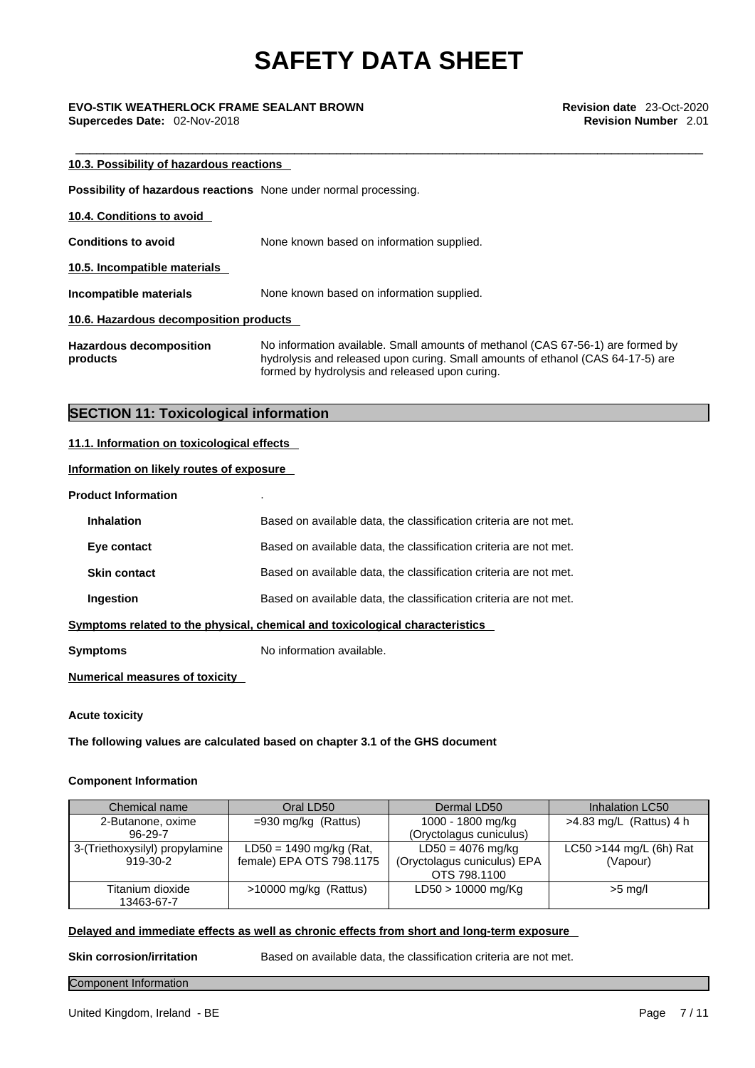#### 10.3. Possibility of hazardous reactions

**Possibility of hazardous reactions** None under normal processing.

#### 10.4. Conditions to avoid

**Conditions to avoid** None known based on information supplied.

#### 10.5. Incompatible materials

**Incompatible materials** None known based on information supplied.

#### 10.6. Hazardous decomposition products

**Hazardous decomposition products** No information available. Small amounts of methanol (CAS 67-56-1) are formed by hydrolysis and released upon curing. Small amounts of ethanol (CAS 64-17-5) are formed by hydrolysis and released upon curing.

## SECTION 11: Toxicological information

#### 11.1. Information on toxicological effects

#### Information on likely routes of exposure

**Product Information** .

**Inhalation** Based on available data, the classification criteria are not met.

**Eye contact** Based on available data, the classification criteria are not met.

**Skin contact** Based on available data, the classification criteria are not met.

**Ingestion** Based on available data, the classification criteria are not met.

#### Symptoms related to the physical, chemical and toxicological characteristics

**Symptoms** No information available.

#### Numerical measures of toxicity

**Acute toxicity**

**The following values are calculated based on chapter 3.1 of the GHS document**

**Component Information**

| Chemical name | Oral LD50 | Dermal LD50 | Inhalation LC50 |
|---|---|---|---|
| 2-Butanone, oxime 96-29-7 | =930 mg/kg (Rattus) | 1000 - 1800 mg/kg (Oryctolagus cuniculus) | >4.83 mg/L (Rattus) 4 h |
| 3-(Triethoxysilyl) propylamine 919-30-2 | LD50 = 1490 mg/kg (Rat, female) EPA OTS 798.1175 | LD50 = 4076 mg/kg (Oryctolagus cuniculus) EPA OTS 798.1100 | LC50 >144 mg/L (6h) Rat (Vapour) |
| Titanium dioxide 13463-67-7 | >10000 mg/kg (Rattus) | LD50 > 10000 mg/Kg | >5 mg/l |

#### Delayed and immediate effects as well as chronic effects from short and long-term exposure

**Skin corrosion/irritation** Based on available data, the classification criteria are not met.

Component Information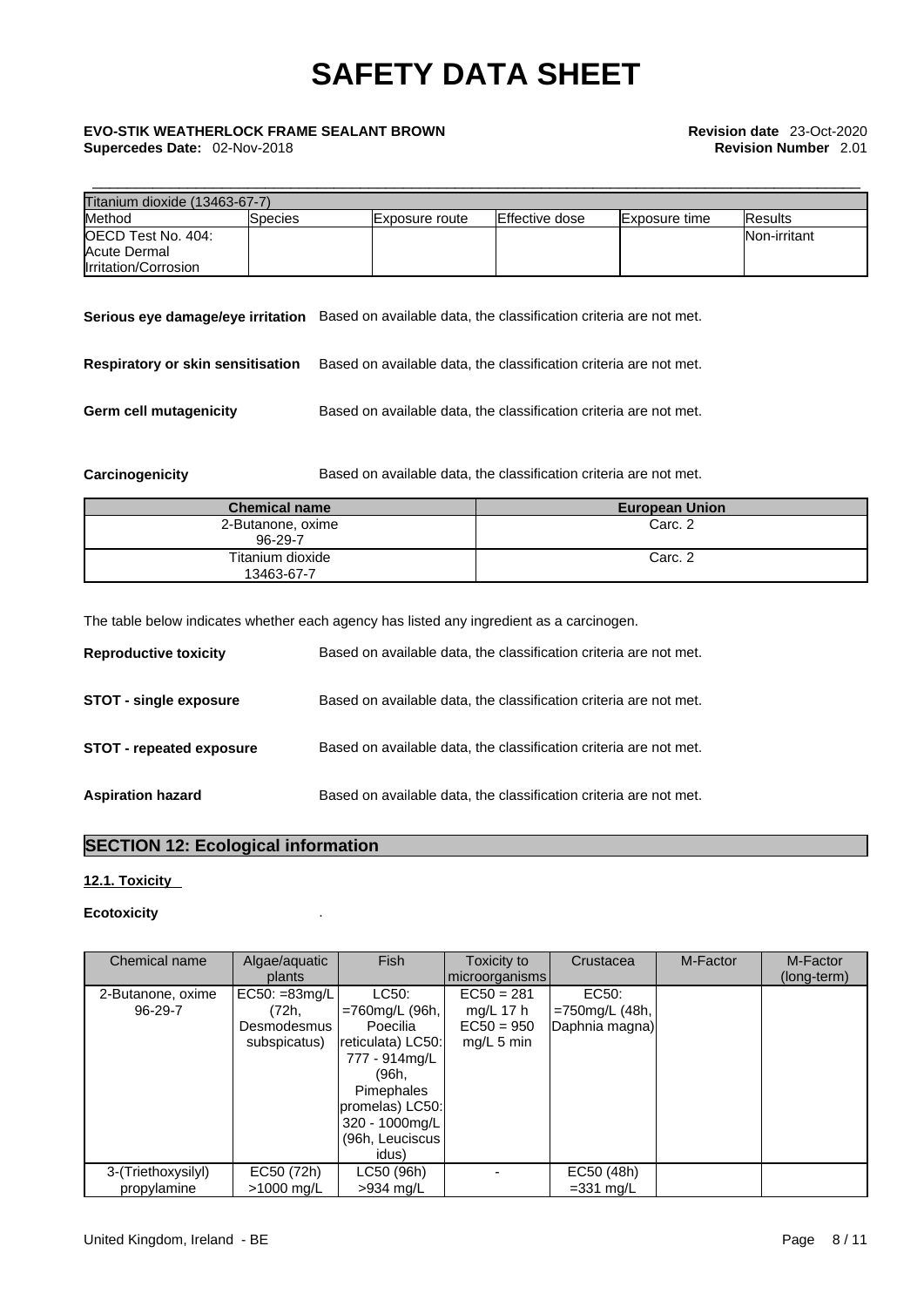| Titanium dioxide (13463-67-7) | | | | | |
|---|---|---|---|---|---|
| Method | Species | Exposure route | Effective dose | Exposure time | Results |
| OECD Test No. 404: Acute Dermal Irritation/Corrosion | | | | | Non-irritant |

**Serious eye damage/eye irritation** Based on available data, the classification criteria are not met.

**Respiratory or skin sensitisation** Based on available data, the classification criteria are not met.

**Germ cell mutagenicity** Based on available data, the classification criteria are not met.

**Carcinogenicity** Based on available data, the classification criteria are not met.

| Chemical name | European Union |
|---|---|
| 2-Butanone, oxime<br>96-29-7 | Carc. 2 |
| Titanium dioxide<br>13463-67-7 | Carc. 2 |

The table below indicates whether each agency has listed any ingredient as a carcinogen.

**Reproductive toxicity** Based on available data, the classification criteria are not met.

**STOT - single exposure** Based on available data, the classification criteria are not met.

**STOT - repeated exposure** Based on available data, the classification criteria are not met.

**Aspiration hazard** Based on available data, the classification criteria are not met.

## SECTION 12: Ecological information

### 12.1. Toxicity

**Ecotoxicity** .

| Chemical name | Algae/aquatic plants | Fish | Toxicity to microorganisms | Crustacea | M-Factor | M-Factor (long-term) |
|---|---|---|---|---|---|---|
| 2-Butanone, oxime<br>96-29-7 | EC50: =83mg/L (72h, Desmodesmus subspicatus) | LC50: =760mg/L (96h, Poecilia reticulata) LC50: 777 - 914mg/L (96h, Pimephales promelas) LC50: 320 - 1000mg/L (96h, Leuciscus idus) | EC50 = 281 mg/L 17 h EC50 = 950 mg/L 5 min | EC50: =750mg/L (48h, Daphnia magna) | | |
| 3-(Triethoxysilyl) propylamine | EC50 (72h) >1000 mg/L | LC50 (96h) >934 mg/L | - | EC50 (48h) =331 mg/L | | |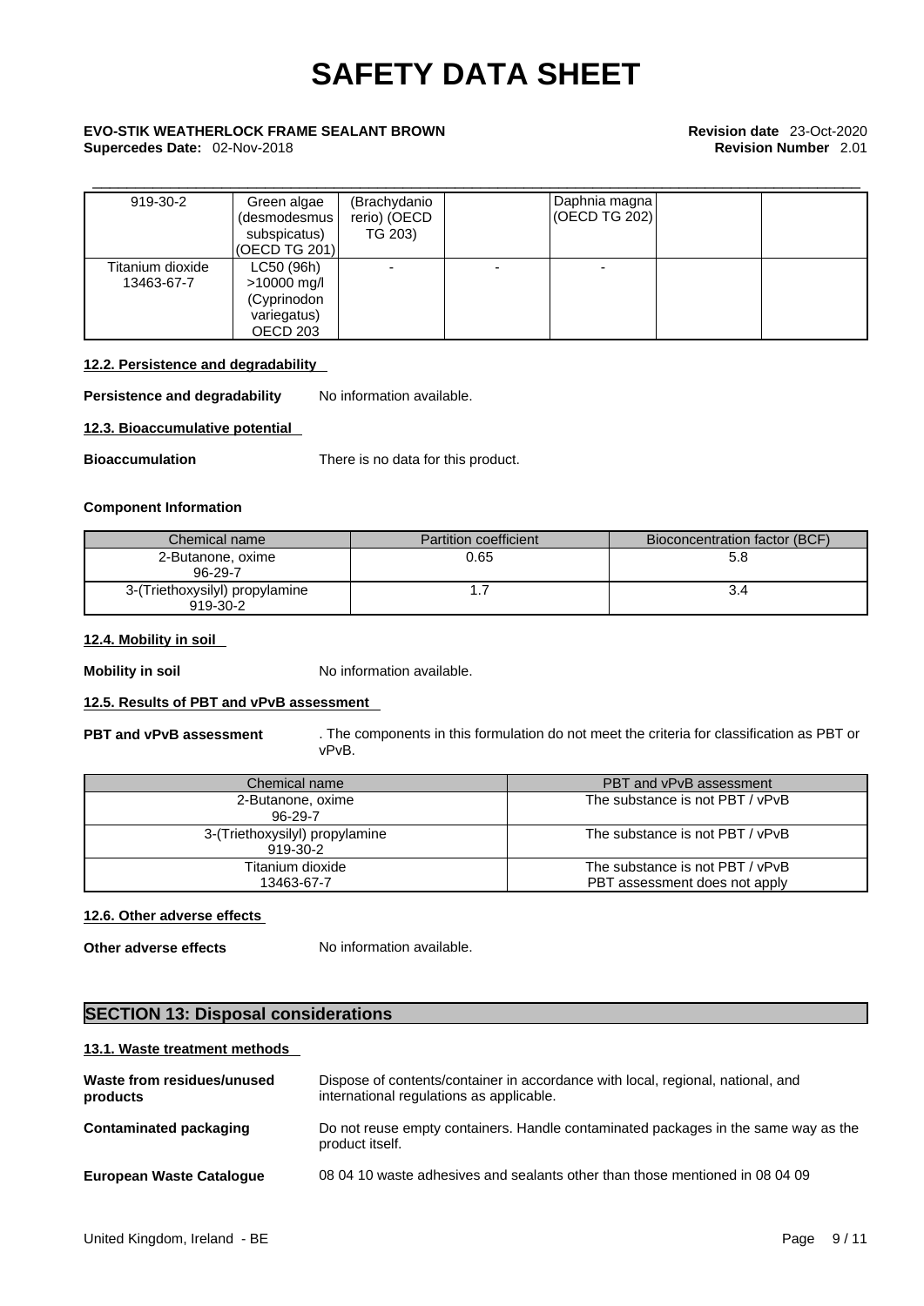| 919-30-2 | Green algae (desmodesmus subspicatus) (OECD TG 201) | (Brachydanio rerio) (OECD TG 203) | | Daphnia magna (OECD TG 202) | | |
|---|---|---|---|---|---|---|
| Titanium dioxide 13463-67-7 | LC50 (96h) >10000 mg/l (Cyprinodon variegatus) OECD 203 | - | - | - | | |

### 12.2. Persistence and degradability

**Persistence and degradability** No information available.

### 12.3. Bioaccumulative potential

**Bioaccumulation** There is no data for this product.

**Component Information**

| Chemical name | Partition coefficient | Bioconcentration factor (BCF) |
|---|---|---|
| 2-Butanone, oxime 96-29-7 | 0.65 | 5.8 |
| 3-(Triethoxysilyl) propylamine 919-30-2 | 1.7 | 3.4 |

### 12.4. Mobility in soil

**Mobility in soil** No information available.

### 12.5. Results of PBT and vPvB assessment

**PBT and vPvB assessment** . The components in this formulation do not meet the criteria for classification as PBT or vPvB.

| Chemical name | PBT and vPvB assessment |
|---|---|
| 2-Butanone, oxime 96-29-7 | The substance is not PBT / vPvB |
| 3-(Triethoxysilyl) propylamine 919-30-2 | The substance is not PBT / vPvB |
| Titanium dioxide 13463-67-7 | The substance is not PBT / vPvB PBT assessment does not apply |

### 12.6. Other adverse effects

**Other adverse effects** No information available.

## SECTION 13: Disposal considerations

### 13.1. Waste treatment methods

**Waste from residues/unused products** Dispose of contents/container in accordance with local, regional, national, and international regulations as applicable.

**Contaminated packaging** Do not reuse empty containers. Handle contaminated packages in the same way as the product itself.

**European Waste Catalogue** 08 04 10 waste adhesives and sealants other than those mentioned in 08 04 09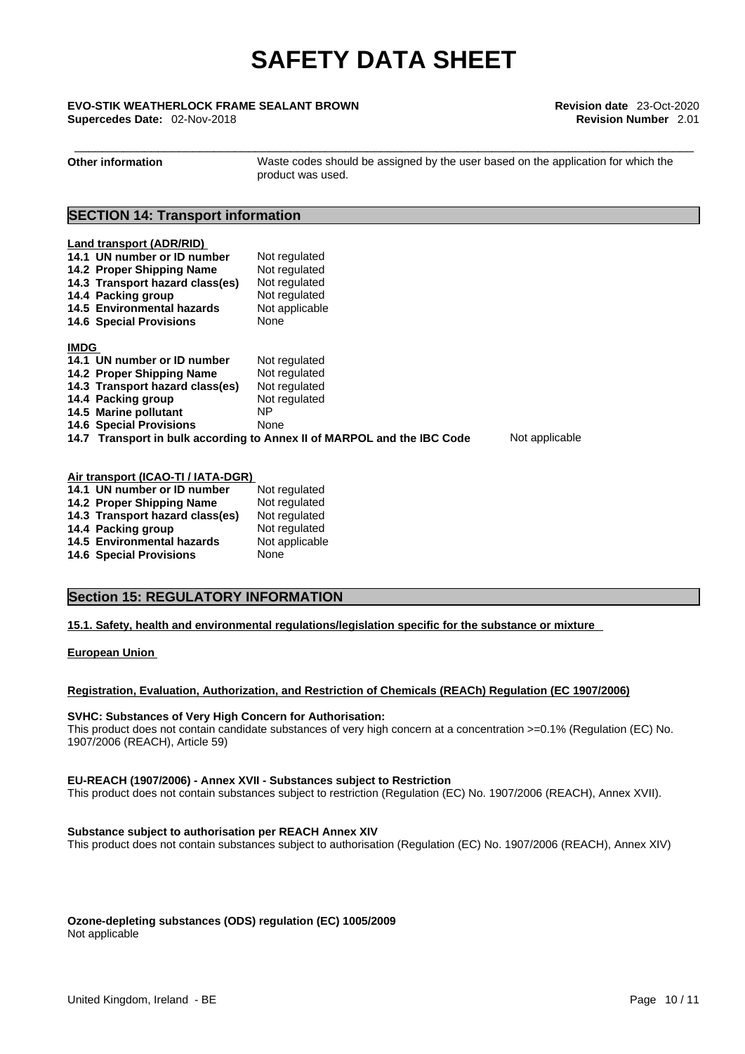| | |
|---|---|
| **Other information** | Waste codes should be assigned by the user based on the application for which the product was used. |

## SECTION 14: Transport information

**Land transport (ADR/RID)**

| | |
|---|---|
| **14.1 UN number or ID number** | Not regulated |
| **14.2 Proper Shipping Name** | Not regulated |
| **14.3 Transport hazard class(es)** | Not regulated |
| **14.4 Packing group** | Not regulated |
| **14.5 Environmental hazards** | Not applicable |
| **14.6 Special Provisions** | None |

**IMDG**

| | |
|---|---|
| **14.1 UN number or ID number** | Not regulated |
| **14.2 Proper Shipping Name** | Not regulated |
| **14.3 Transport hazard class(es)** | Not regulated |
| **14.4 Packing group** | Not regulated |
| **14.5 Marine pollutant** | NP |
| **14.6 Special Provisions** | None |
| **14.7 Transport in bulk according to Annex II of MARPOL and the IBC Code** | Not applicable |

**Air transport (ICAO-TI / IATA-DGR)**

| | |
|---|---|
| **14.1 UN number or ID number** | Not regulated |
| **14.2 Proper Shipping Name** | Not regulated |
| **14.3 Transport hazard class(es)** | Not regulated |
| **14.4 Packing group** | Not regulated |
| **14.5 Environmental hazards** | Not applicable |
| **14.6 Special Provisions** | None |

## Section 15: REGULATORY INFORMATION

**15.1. Safety, health and environmental regulations/legislation specific for the substance or mixture**

**European Union**

**Registration, Evaluation, Authorization, and Restriction of Chemicals (REACh) Regulation (EC 1907/2006)**

**SVHC: Substances of Very High Concern for Authorisation:**
This product does not contain candidate substances of very high concern at a concentration >=0.1% (Regulation (EC) No. 1907/2006 (REACH), Article 59)

**EU-REACH (1907/2006) - Annex XVII - Substances subject to Restriction**
This product does not contain substances subject to restriction (Regulation (EC) No. 1907/2006 (REACH), Annex XVII).

**Substance subject to authorisation per REACH Annex XIV**
This product does not contain substances subject to authorisation (Regulation (EC) No. 1907/2006 (REACH), Annex XIV)

**Ozone-depleting substances (ODS) regulation (EC) 1005/2009**
Not applicable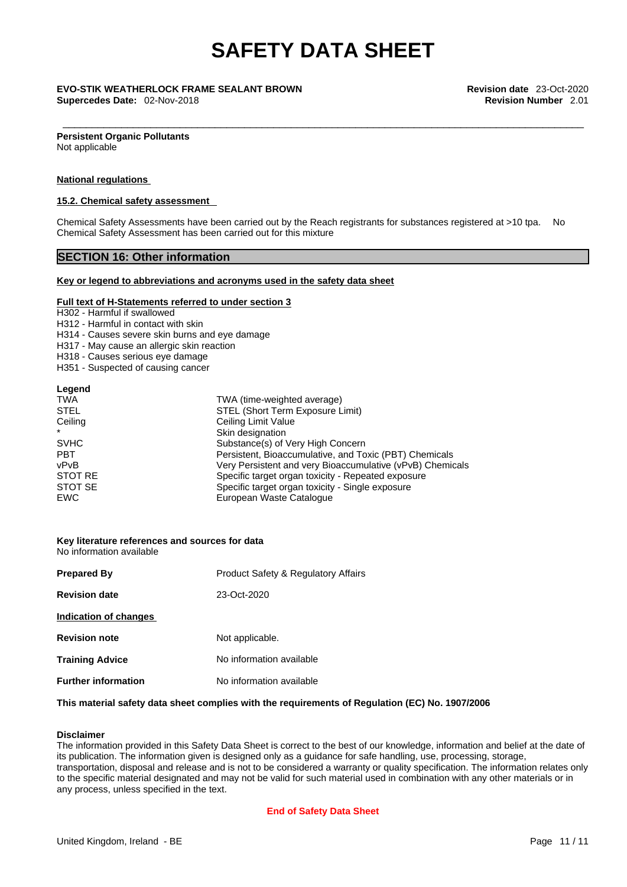**Persistent Organic Pollutants**
Not applicable

**National regulations**

**15.2. Chemical safety assessment**

Chemical Safety Assessments have been carried out by the Reach registrants for substances registered at >10 tpa. No Chemical Safety Assessment has been carried out for this mixture

## SECTION 16: Other information

**Key or legend to abbreviations and acronyms used in the safety data sheet**

**Full text of H-Statements referred to under section 3**

H302 - Harmful if swallowed
H312 - Harmful in contact with skin
H314 - Causes severe skin burns and eye damage
H317 - May cause an allergic skin reaction
H318 - Causes serious eye damage
H351 - Suspected of causing cancer

**Legend**

| | |
|---|---|
| TWA | TWA (time-weighted average) |
| STEL | STEL (Short Term Exposure Limit) |
| Ceiling | Ceiling Limit Value |
| * | Skin designation |
| SVHC | Substance(s) of Very High Concern |
| PBT | Persistent, Bioaccumulative, and Toxic (PBT) Chemicals |
| vPvB | Very Persistent and very Bioaccumulative (vPvB) Chemicals |
| STOT RE | Specific target organ toxicity - Repeated exposure |
| STOT SE | Specific target organ toxicity - Single exposure |
| EWC | European Waste Catalogue |

**Key literature references and sources for data**
No information available

| | |
|---|---|
| **Prepared By** | Product Safety & Regulatory Affairs |
| **Revision date** | 23-Oct-2020 |

**Indication of changes**

| | |
|---|---|
| **Revision note** | Not applicable. |
| **Training Advice** | No information available |
| **Further information** | No information available |

**This material safety data sheet complies with the requirements of Regulation (EC) No. 1907/2006**

**Disclaimer**
The information provided in this Safety Data Sheet is correct to the best of our knowledge, information and belief at the date of its publication. The information given is designed only as a guidance for safe handling, use, processing, storage, transportation, disposal and release and is not to be considered a warranty or quality specification. The information relates only to the specific material designated and may not be valid for such material used in combination with any other materials or in any process, unless specified in the text.

**End of Safety Data Sheet**